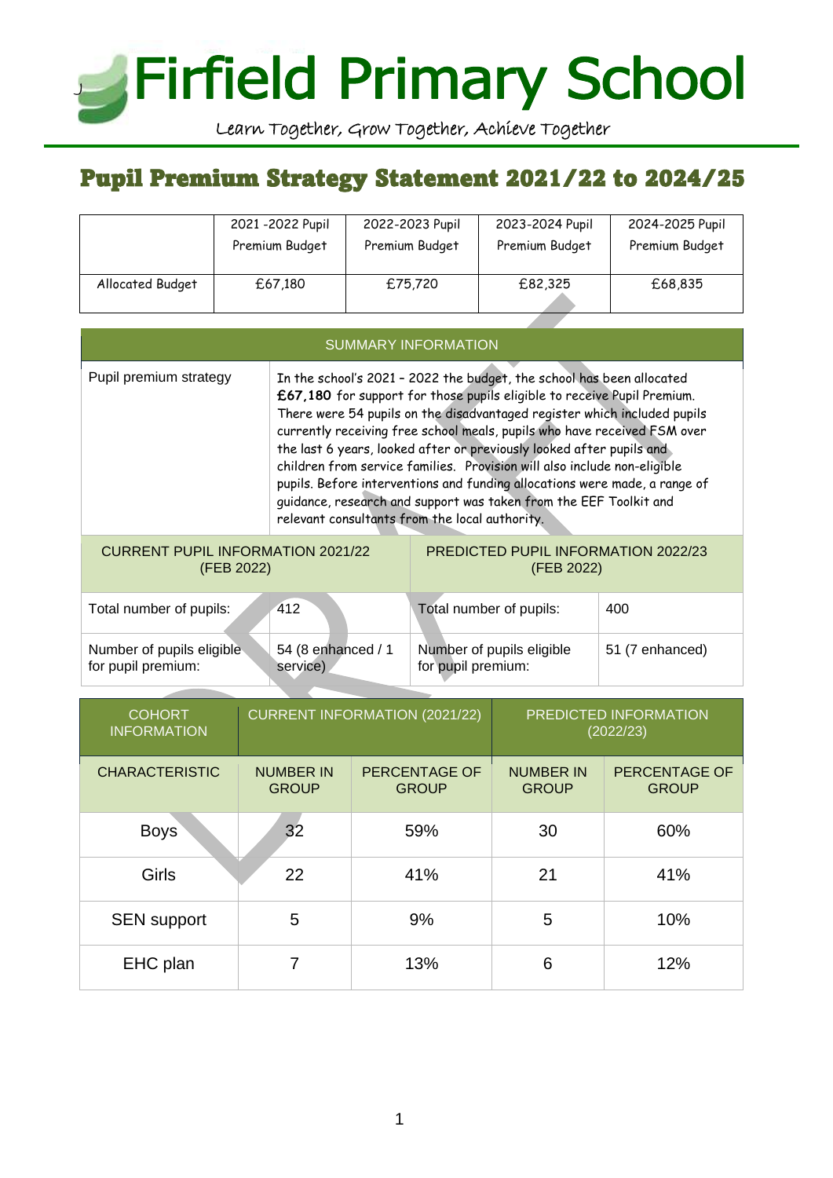# Firfield Primary School

Learn Together, Grow Together, Achieve Together

## Pupil Premium Strategy Statement 2021/22 to 2024/25

| | 2021 -2022 Pupil Premium Budget | 2022-2023 Pupil Premium Budget | 2023-2024 Pupil Premium Budget | 2024-2025 Pupil Premium Budget |
|---|---|---|---|---|
| Allocated Budget | £67,180 | £75,720 | £82,325 | £68,835 |

| SUMMARY INFORMATION | | | |
|---|---|---|---|
| Pupil premium strategy | In the school's 2021 – 2022 the budget, the school has been allocated **£67,180** for support for those pupils eligible to receive Pupil Premium. There were 54 pupils on the disadvantaged register which included pupils currently receiving free school meals, pupils who have received FSM over the last 6 years, looked after or previously looked after pupils and children from service families. Provision will also include non-eligible pupils. Before interventions and funding allocations were made, a range of guidance, research and support was taken from the EEF Toolkit and relevant consultants from the local authority. | | |
| CURRENT PUPIL INFORMATION 2021/22 (FEB 2022) | | PREDICTED PUPIL INFORMATION 2022/23 (FEB 2022) | |
| Total number of pupils: | 412 | Total number of pupils: | 400 |
| Number of pupils eligible for pupil premium: | 54 (8 enhanced / 1 service) | Number of pupils eligible for pupil premium: | 51 (7 enhanced) |

| COHORT INFORMATION | CURRENT INFORMATION (2021/22) | | PREDICTED INFORMATION (2022/23) | |
|---|---|---|---|---|
| CHARACTERISTIC | NUMBER IN GROUP | PERCENTAGE OF GROUP | NUMBER IN GROUP | PERCENTAGE OF GROUP |
| Boys | 32 | 59% | 30 | 60% |
| Girls | 22 | 41% | 21 | 41% |
| SEN support | 5 | 9% | 5 | 10% |
| EHC plan | 7 | 13% | 6 | 12% |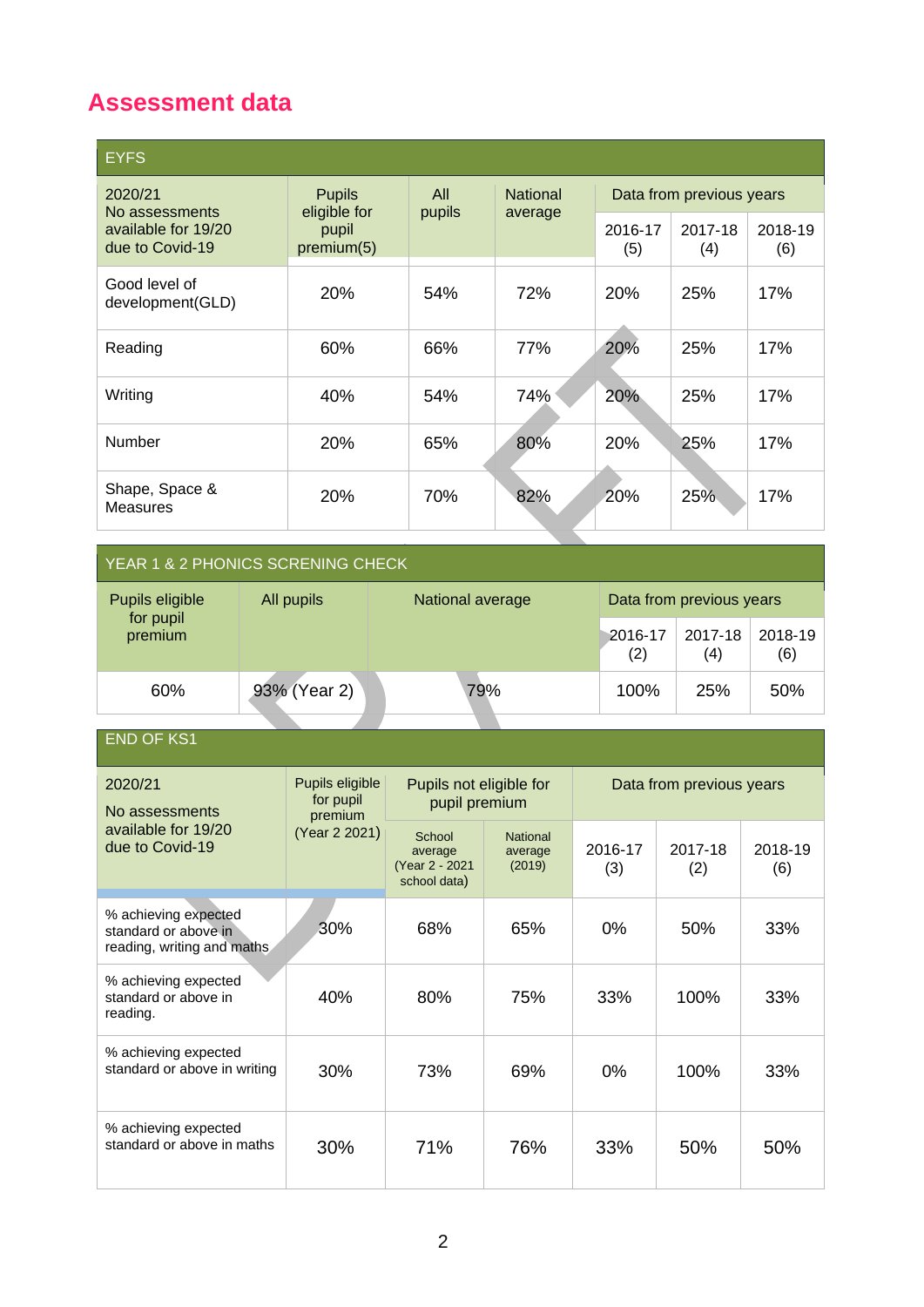# Assessment data

| EYFS | | | | | | |
|---|---|---|---|---|---|---|
| 2020/21 No assessments available for 19/20 due to Covid-19 | Pupils eligible for pupil premium(5) | All pupils | National average | Data from previous years | | |
| | | | | 2016-17 (5) | 2017-18 (4) | 2018-19 (6) |
| Good level of development(GLD) | 20% | 54% | 72% | 20% | 25% | 17% |
| Reading | 60% | 66% | 77% | 20% | 25% | 17% |
| Writing | 40% | 54% | 74% | 20% | 25% | 17% |
| Number | 20% | 65% | 80% | 20% | 25% | 17% |
| Shape, Space & Measures | 20% | 70% | 82% | 20% | 25% | 17% |

| YEAR 1 & 2 PHONICS SCRENING CHECK | | | | | |
|---|---|---|---|---|---|
| Pupils eligible for pupil premium | All pupils | National average | Data from previous years | | |
| | | | 2016-17 (2) | 2017-18 (4) | 2018-19 (6) |
| 60% | 93% (Year 2) | 79% | 100% | 25% | 50% |

| END OF KS1 | | | | | | |
|---|---|---|---|---|---|---|
| 2020/21 No assessments available for 19/20 due to Covid-19 | Pupils eligible for pupil premium (Year 2 2021) | Pupils not eligible for pupil premium | | Data from previous years | | |
| | | School average (Year 2 - 2021 school data) | National average (2019) | 2016-17 (3) | 2017-18 (2) | 2018-19 (6) |
| % achieving expected standard or above in reading, writing and maths | 30% | 68% | 65% | 0% | 50% | 33% |
| % achieving expected standard or above in reading. | 40% | 80% | 75% | 33% | 100% | 33% |
| % achieving expected standard or above in writing | 30% | 73% | 69% | 0% | 100% | 33% |
| % achieving expected standard or above in maths | 30% | 71% | 76% | 33% | 50% | 50% |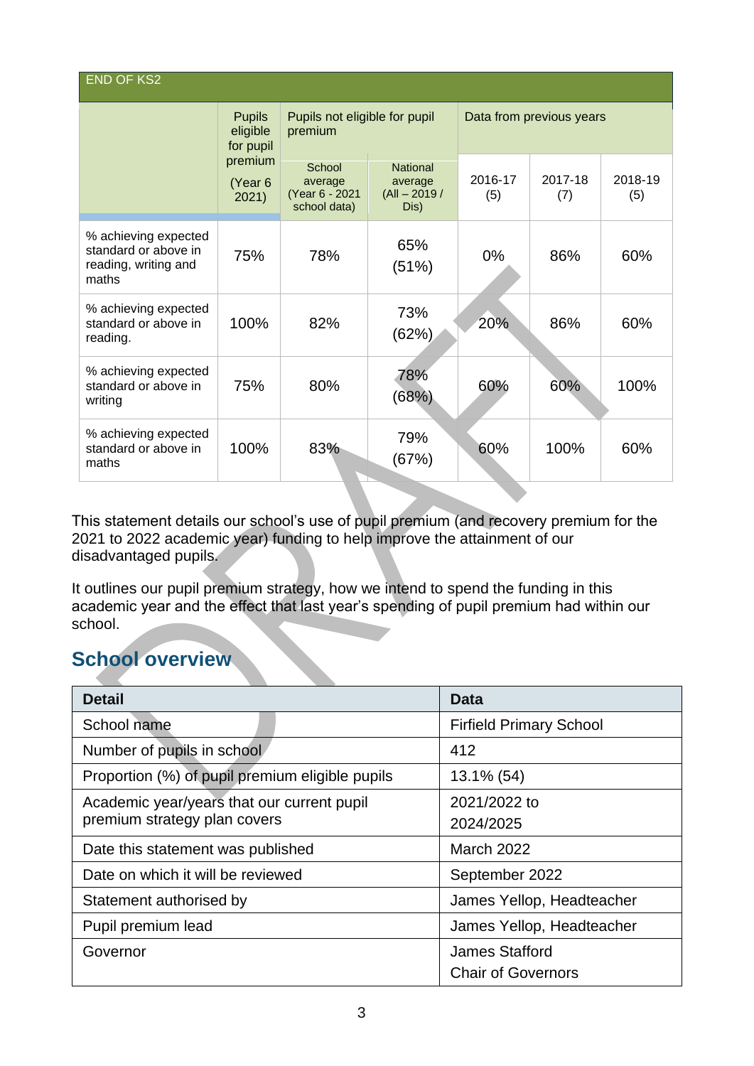| END OF KS2 | | | | | | |
|---|---|---|---|---|---|---|
| | Pupils eligible for pupil premium | Pupils not eligible for pupil premium | | Data from previous years | | |
| | (Year 6 2021) | School average (Year 6 - 2021 school data) | National average (All – 2019 / Dis) | 2016-17 (5) | 2017-18 (7) | 2018-19 (5) |
| % achieving expected standard or above in reading, writing and maths | 75% | 78% | 65% (51%) | 0% | 86% | 60% |
| % achieving expected standard or above in reading. | 100% | 82% | 73% (62%) | 20% | 86% | 60% |
| % achieving expected standard or above in writing | 75% | 80% | 78% (68%) | 60% | 60% | 100% |
| % achieving expected standard or above in maths | 100% | 83% | 79% (67%) | 60% | 100% | 60% |

This statement details our school's use of pupil premium (and recovery premium for the 2021 to 2022 academic year) funding to help improve the attainment of our disadvantaged pupils.

It outlines our pupil premium strategy, how we intend to spend the funding in this academic year and the effect that last year's spending of pupil premium had within our school.

## School overview

| Detail | Data |
|---|---|
| School name | Firfield Primary School |
| Number of pupils in school | 412 |
| Proportion (%) of pupil premium eligible pupils | 13.1% (54) |
| Academic year/years that our current pupil premium strategy plan covers | 2021/2022 to 2024/2025 |
| Date this statement was published | March 2022 |
| Date on which it will be reviewed | September 2022 |
| Statement authorised by | James Yellop, Headteacher |
| Pupil premium lead | James Yellop, Headteacher |
| Governor | James Stafford Chair of Governors |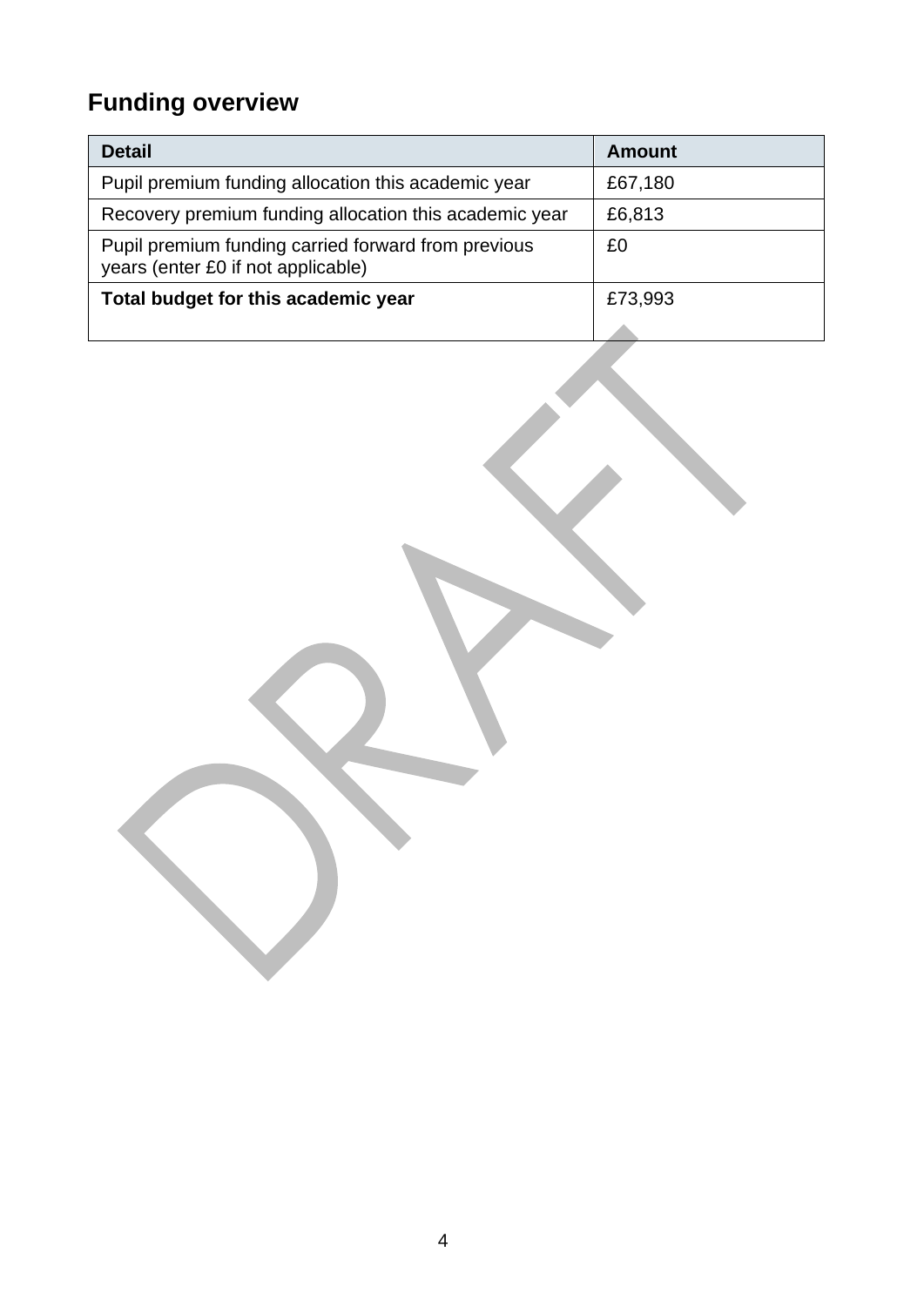## Funding overview

| Detail | Amount |
|---|---|
| Pupil premium funding allocation this academic year | £67,180 |
| Recovery premium funding allocation this academic year | £6,813 |
| Pupil premium funding carried forward from previous years (enter £0 if not applicable) | £0 |
| **Total budget for this academic year** | £73,993 |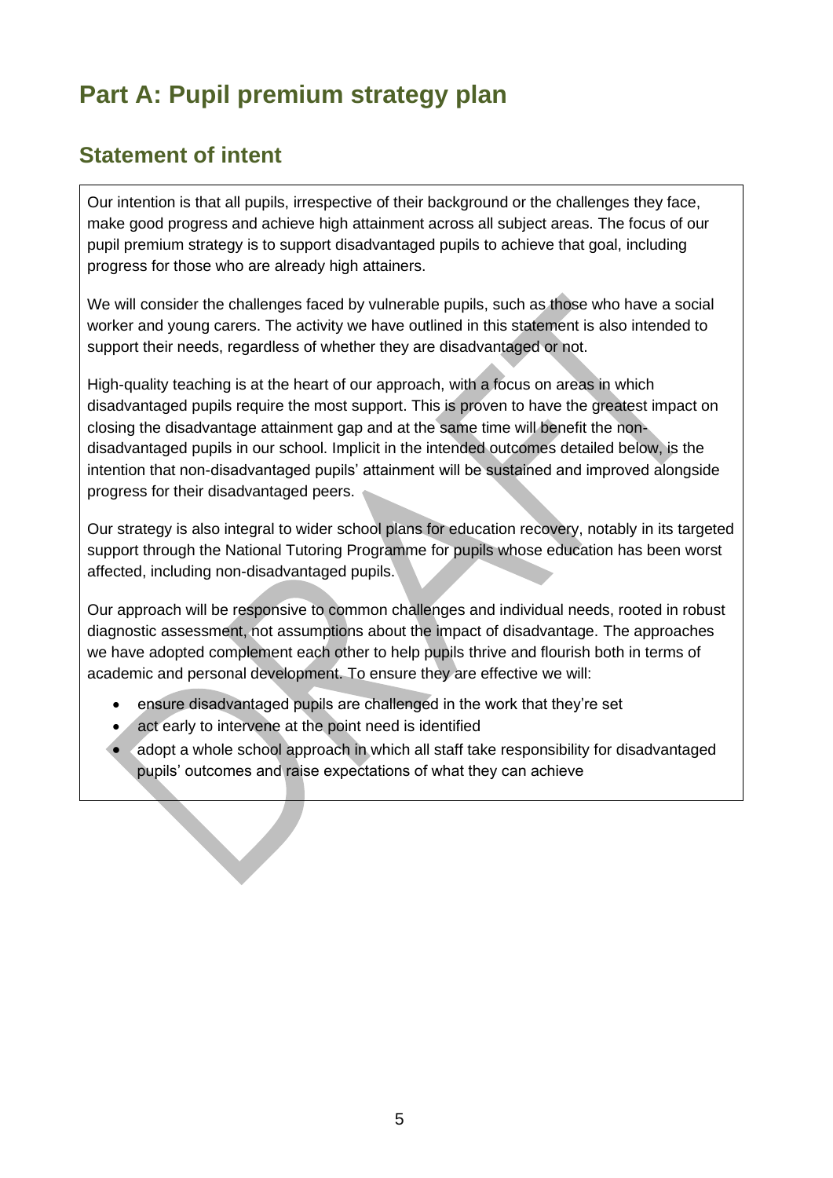# Part A: Pupil premium strategy plan

## Statement of intent

Our intention is that all pupils, irrespective of their background or the challenges they face, make good progress and achieve high attainment across all subject areas. The focus of our pupil premium strategy is to support disadvantaged pupils to achieve that goal, including progress for those who are already high attainers.

We will consider the challenges faced by vulnerable pupils, such as those who have a social worker and young carers. The activity we have outlined in this statement is also intended to support their needs, regardless of whether they are disadvantaged or not.

High-quality teaching is at the heart of our approach, with a focus on areas in which disadvantaged pupils require the most support. This is proven to have the greatest impact on closing the disadvantage attainment gap and at the same time will benefit the non-disadvantaged pupils in our school. Implicit in the intended outcomes detailed below, is the intention that non-disadvantaged pupils' attainment will be sustained and improved alongside progress for their disadvantaged peers.

Our strategy is also integral to wider school plans for education recovery, notably in its targeted support through the National Tutoring Programme for pupils whose education has been worst affected, including non-disadvantaged pupils.

Our approach will be responsive to common challenges and individual needs, rooted in robust diagnostic assessment, not assumptions about the impact of disadvantage. The approaches we have adopted complement each other to help pupils thrive and flourish both in terms of academic and personal development. To ensure they are effective we will:

- ensure disadvantaged pupils are challenged in the work that they're set
- act early to intervene at the point need is identified
- adopt a whole school approach in which all staff take responsibility for disadvantaged pupils' outcomes and raise expectations of what they can achieve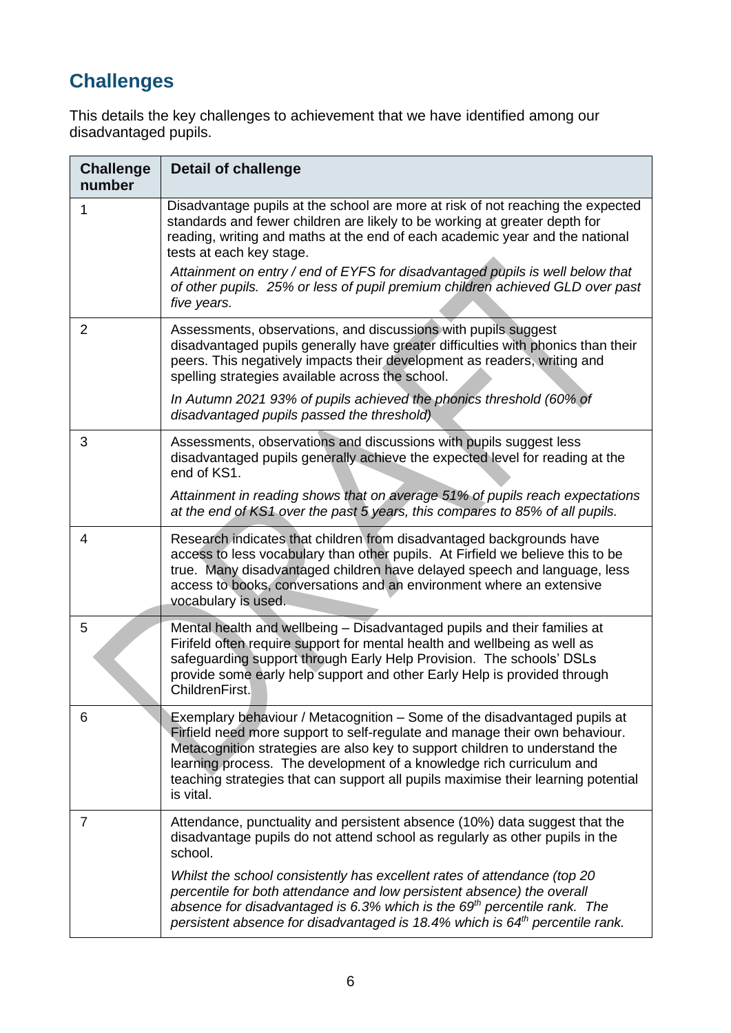## Challenges

This details the key challenges to achievement that we have identified among our disadvantaged pupils.

| Challenge number | Detail of challenge |
|---|---|
| 1 | Disadvantage pupils at the school are more at risk of not reaching the expected standards and fewer children are likely to be working at greater depth for reading, writing and maths at the end of each academic year and the national tests at each key stage.<br>*Attainment on entry / end of EYFS for disadvantaged pupils is well below that of other pupils. 25% or less of pupil premium children achieved GLD over past five years.* |
| 2 | Assessments, observations, and discussions with pupils suggest disadvantaged pupils generally have greater difficulties with phonics than their peers. This negatively impacts their development as readers, writing and spelling strategies available across the school.<br>*In Autumn 2021 93% of pupils achieved the phonics threshold (60% of disadvantaged pupils passed the threshold)* |
| 3 | Assessments, observations and discussions with pupils suggest less disadvantaged pupils generally achieve the expected level for reading at the end of KS1.<br>*Attainment in reading shows that on average 51% of pupils reach expectations at the end of KS1 over the past 5 years, this compares to 85% of all pupils.* |
| 4 | Research indicates that children from disadvantaged backgrounds have access to less vocabulary than other pupils. At Firfield we believe this to be true. Many disadvantaged children have delayed speech and language, less access to books, conversations and an environment where an extensive vocabulary is used. |
| 5 | Mental health and wellbeing – Disadvantaged pupils and their families at Firifeld often require support for mental health and wellbeing as well as safeguarding support through Early Help Provision. The schools' DSLs provide some early help support and other Early Help is provided through ChildrenFirst. |
| 6 | Exemplary behaviour / Metacognition – Some of the disadvantaged pupils at Firfield need more support to self-regulate and manage their own behaviour. Metacognition strategies are also key to support children to understand the learning process. The development of a knowledge rich curriculum and teaching strategies that can support all pupils maximise their learning potential is vital. |
| 7 | Attendance, punctuality and persistent absence (10%) data suggest that the disadvantage pupils do not attend school as regularly as other pupils in the school.<br>*Whilst the school consistently has excellent rates of attendance (top 20 percentile for both attendance and low persistent absence) the overall absence for disadvantaged is 6.3% which is the 69th percentile rank. The persistent absence for disadvantaged is 18.4% which is 64th percentile rank.* |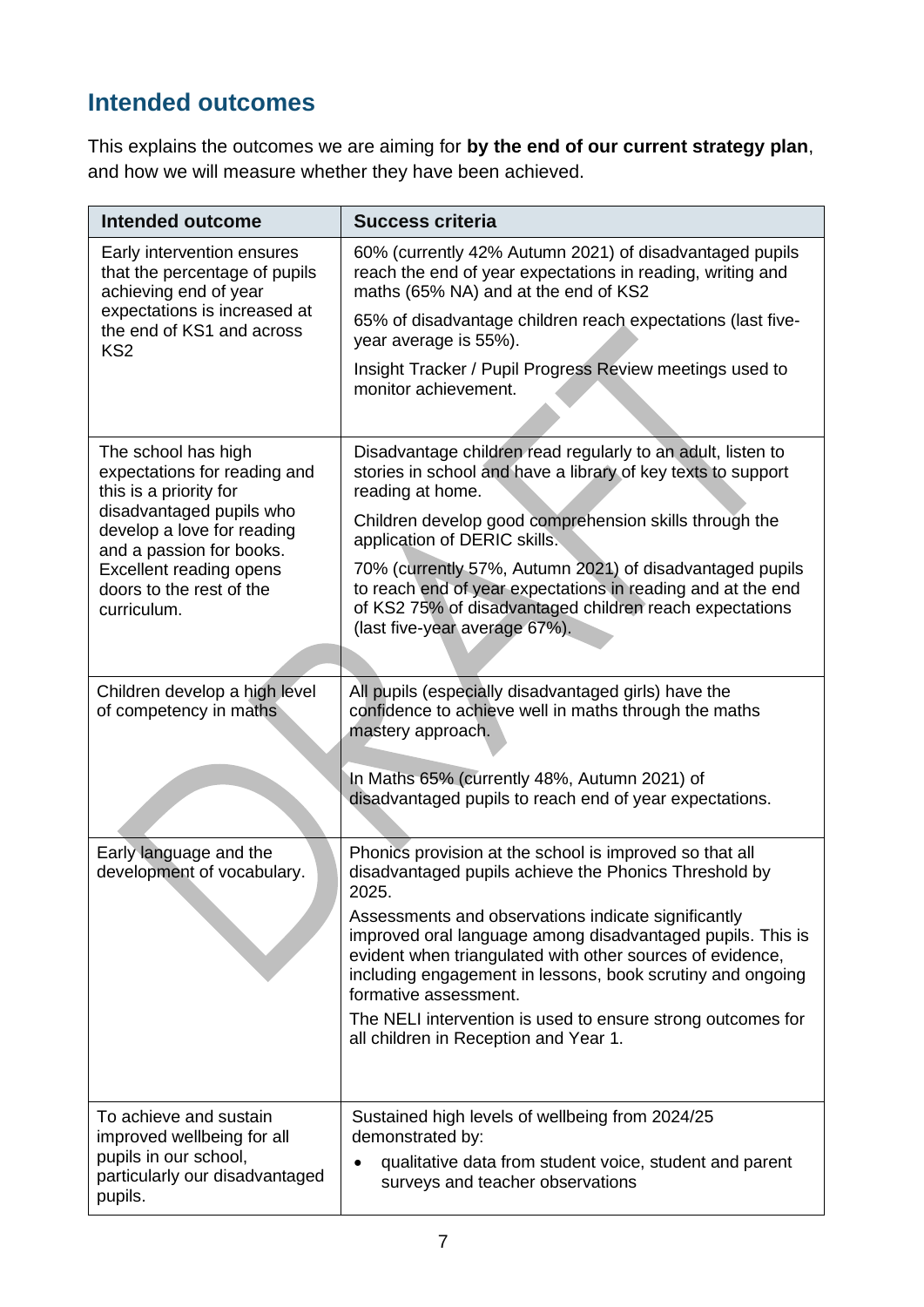## Intended outcomes

This explains the outcomes we are aiming for **by the end of our current strategy plan**, and how we will measure whether they have been achieved.

| Intended outcome | Success criteria |
|---|---|
| Early intervention ensures that the percentage of pupils achieving end of year expectations is increased at the end of KS1 and across KS2 | 60% (currently 42% Autumn 2021) of disadvantaged pupils reach the end of year expectations in reading, writing and maths (65% NA) and at the end of KS2<br><br>65% of disadvantage children reach expectations (last five-year average is 55%).<br><br>Insight Tracker / Pupil Progress Review meetings used to monitor achievement. |
| The school has high expectations for reading and this is a priority for disadvantaged pupils who develop a love for reading and a passion for books. Excellent reading opens doors to the rest of the curriculum. | Disadvantage children read regularly to an adult, listen to stories in school and have a library of key texts to support reading at home.<br><br>Children develop good comprehension skills through the application of DERIC skills.<br><br>70% (currently 57%, Autumn 2021) of disadvantaged pupils to reach end of year expectations in reading and at the end of KS2 75% of disadvantaged children reach expectations (last five-year average 67%). |
| Children develop a high level of competency in maths | All pupils (especially disadvantaged girls) have the confidence to achieve well in maths through the maths mastery approach.<br><br>In Maths 65% (currently 48%, Autumn 2021) of disadvantaged pupils to reach end of year expectations. |
| Early language and the development of vocabulary. | Phonics provision at the school is improved so that all disadvantaged pupils achieve the Phonics Threshold by 2025.<br><br>Assessments and observations indicate significantly improved oral language among disadvantaged pupils. This is evident when triangulated with other sources of evidence, including engagement in lessons, book scrutiny and ongoing formative assessment.<br><br>The NELI intervention is used to ensure strong outcomes for all children in Reception and Year 1. |
| To achieve and sustain improved wellbeing for all pupils in our school, particularly our disadvantaged pupils. | Sustained high levels of wellbeing from 2024/25 demonstrated by:<br>• qualitative data from student voice, student and parent surveys and teacher observations |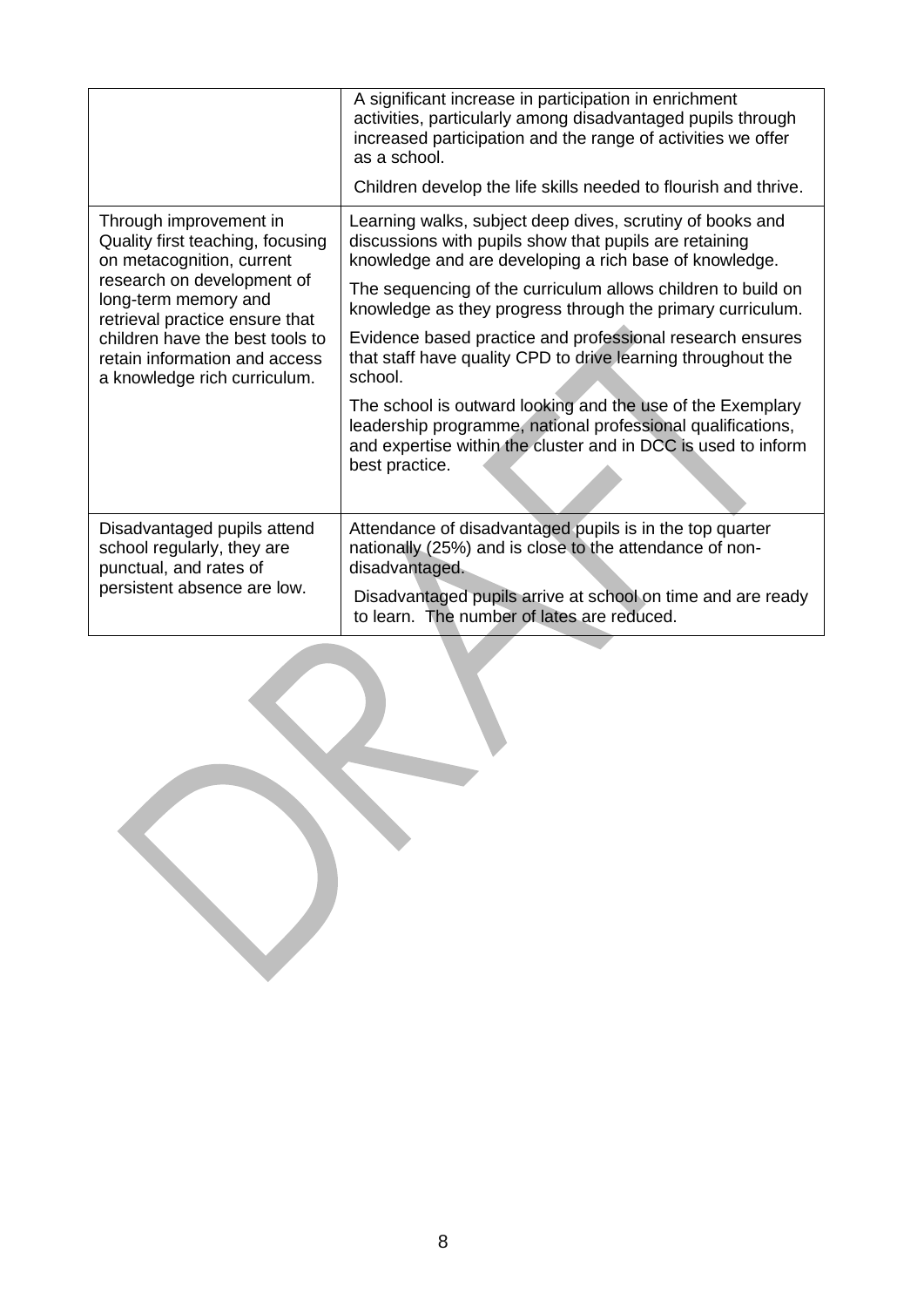| | |
|---|---|
| | A significant increase in participation in enrichment activities, particularly among disadvantaged pupils through increased participation and the range of activities we offer as a school.<br><br>Children develop the life skills needed to flourish and thrive. |
| Through improvement in Quality first teaching, focusing on metacognition, current research on development of long-term memory and retrieval practice ensure that children have the best tools to retain information and access a knowledge rich curriculum. | Learning walks, subject deep dives, scrutiny of books and discussions with pupils show that pupils are retaining knowledge and are developing a rich base of knowledge.<br><br>The sequencing of the curriculum allows children to build on knowledge as they progress through the primary curriculum.<br><br>Evidence based practice and professional research ensures that staff have quality CPD to drive learning throughout the school.<br><br>The school is outward looking and the use of the Exemplary leadership programme, national professional qualifications, and expertise within the cluster and in DCC is used to inform best practice. |
| Disadvantaged pupils attend school regularly, they are punctual, and rates of persistent absence are low. | Attendance of disadvantaged pupils is in the top quarter nationally (25%) and is close to the attendance of non-disadvantaged.<br><br>Disadvantaged pupils arrive at school on time and are ready to learn. The number of lates are reduced. |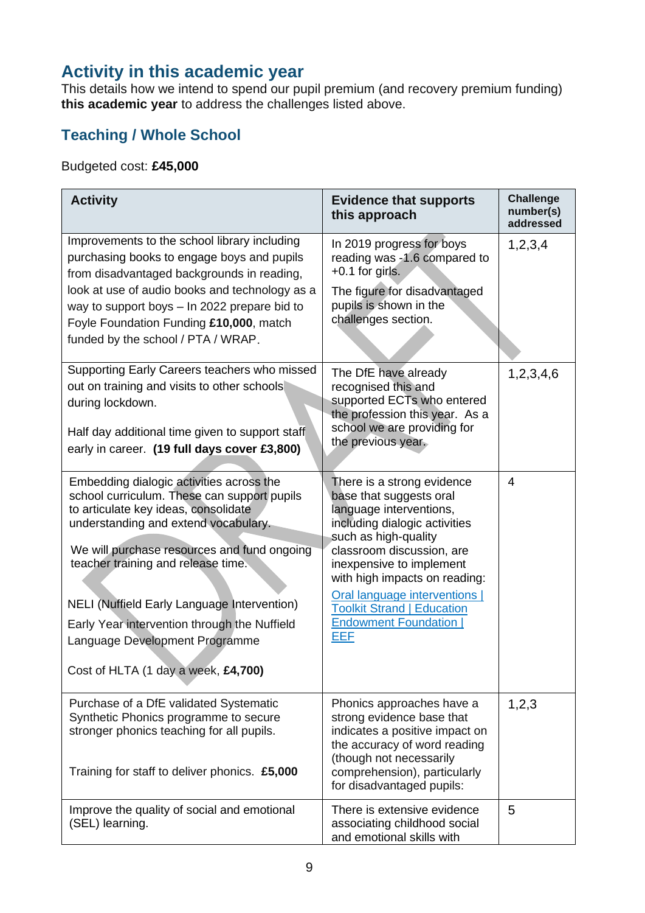## Activity in this academic year

This details how we intend to spend our pupil premium (and recovery premium funding) **this academic year** to address the challenges listed above.

### Teaching / Whole School

Budgeted cost: **£45,000**

| Activity | Evidence that supports this approach | Challenge number(s) addressed |
|---|---|---|
| Improvements to the school library including purchasing books to engage boys and pupils from disadvantaged backgrounds in reading, look at use of audio books and technology as a way to support boys – In 2022 prepare bid to Foyle Foundation Funding **£10,000**, match funded by the school / PTA / WRAP. | In 2019 progress for boys reading was -1.6 compared to +0.1 for girls.<br><br>The figure for disadvantaged pupils is shown in the challenges section. | 1,2,3,4 |
| Supporting Early Careers teachers who missed out on training and visits to other schools during lockdown.<br><br>Half day additional time given to support staff early in career. **(19 full days cover £3,800)** | The DfE have already recognised this and supported ECTs who entered the profession this year. As a school we are providing for the previous year. | 1,2,3,4,6 |
| Embedding dialogic activities across the school curriculum. These can support pupils to articulate key ideas, consolidate understanding and extend vocabulary.<br><br>We will purchase resources and fund ongoing teacher training and release time.<br><br>NELI (Nuffield Early Language Intervention)<br><br>Early Year intervention through the Nuffield Language Development Programme<br><br>Cost of HLTA (1 day a week, **£4,700)** | There is a strong evidence base that suggests oral language interventions, including dialogic activities such as high-quality classroom discussion, are inexpensive to implement with high impacts on reading:<br><br>Oral language interventions \| Toolkit Strand \| Education Endowment Foundation \| EEF | 4 |
| Purchase of a DfE validated Systematic Synthetic Phonics programme to secure stronger phonics teaching for all pupils.<br><br>Training for staff to deliver phonics. **£5,000** | Phonics approaches have a strong evidence base that indicates a positive impact on the accuracy of word reading (though not necessarily comprehension), particularly for disadvantaged pupils: | 1,2,3 |
| Improve the quality of social and emotional (SEL) learning. | There is extensive evidence associating childhood social and emotional skills with | 5 |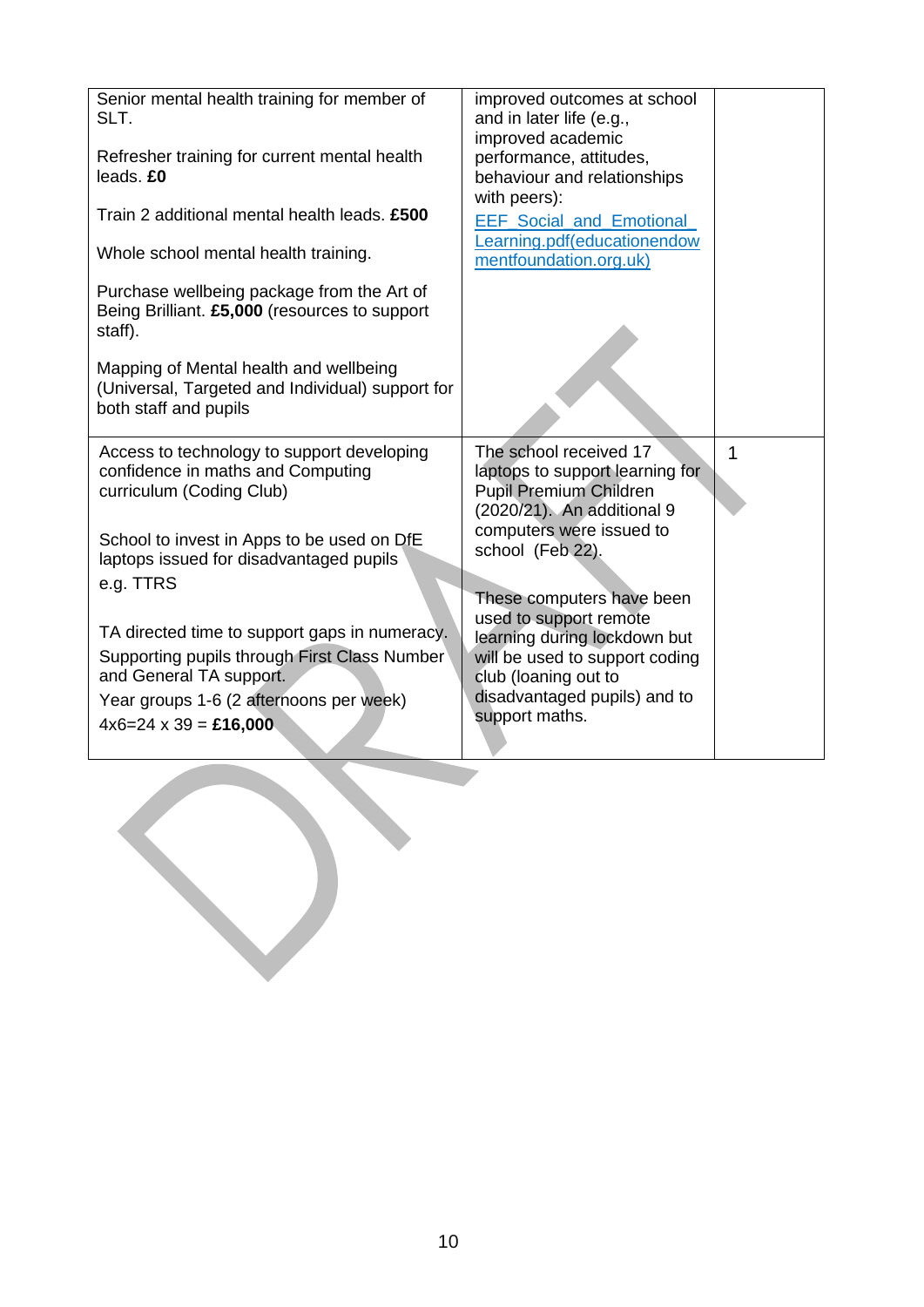| | | |
|---|---|---|
| Senior mental health training for member of SLT.<br><br>Refresher training for current mental health leads. **£0**<br><br>Train 2 additional mental health leads. **£500**<br><br>Whole school mental health training.<br><br>Purchase wellbeing package from the Art of Being Brilliant. **£5,000** (resources to support staff).<br><br>Mapping of Mental health and wellbeing (Universal, Targeted and Individual) support for both staff and pupils | improved outcomes at school and in later life (e.g., improved academic performance, attitudes, behaviour and relationships with peers):<br>[EEF_Social_and_Emotional_Learning.pdf(educationendowmentfoundation.org.uk)](educationendowmentfoundation.org.uk) | |
| Access to technology to support developing confidence in maths and Computing curriculum (Coding Club)<br><br>School to invest in Apps to be used on DfE laptops issued for disadvantaged pupils e.g. TTRS<br><br>TA directed time to support gaps in numeracy. Supporting pupils through First Class Number and General TA support.<br>Year groups 1-6 (2 afternoons per week)<br>4x6=24 x 39 = **£16,000** | The school received 17 laptops to support learning for Pupil Premium Children (2020/21). An additional 9 computers were issued to school (Feb 22).<br><br>These computers have been used to support remote learning during lockdown but will be used to support coding club (loaning out to disadvantaged pupils) and to support maths. | 1 |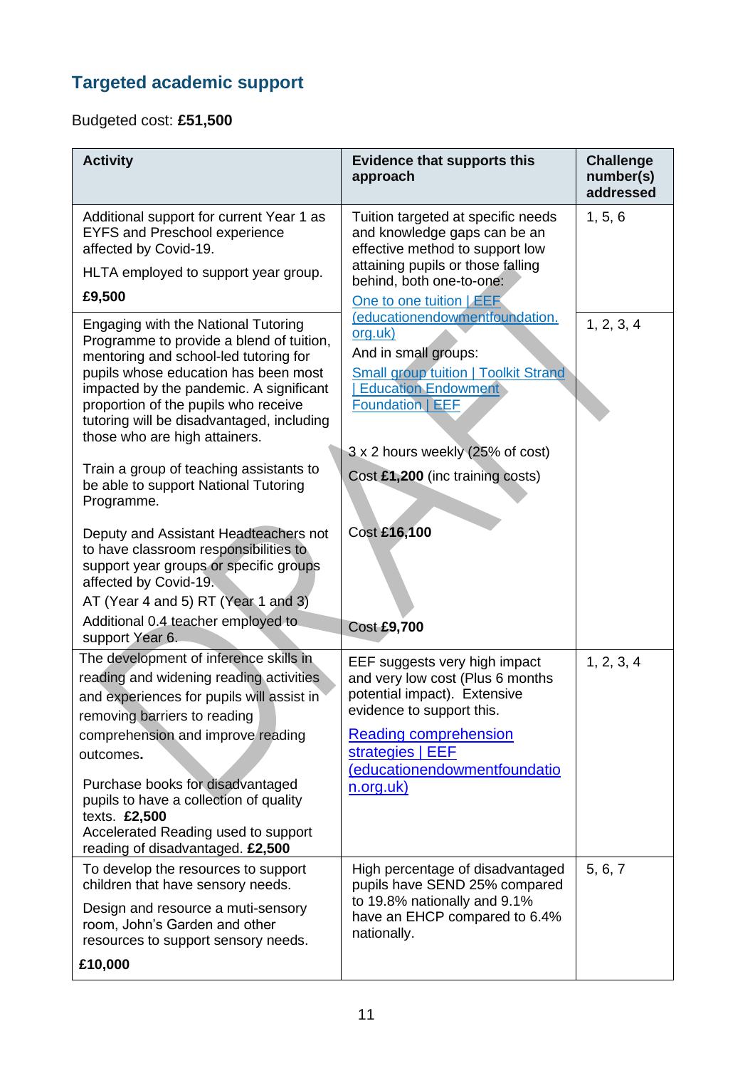## Targeted academic support

Budgeted cost: **£51,500**

| Activity | Evidence that supports this approach | Challenge number(s) addressed |
|---|---|---|
| Additional support for current Year 1 as EYFS and Preschool experience affected by Covid-19.<br>HLTA employed to support year group.<br>**£9,500** | Tuition targeted at specific needs and knowledge gaps can be an effective method to support low attaining pupils or those falling behind, both one-to-one:<br>One to one tuition \| EEF (educationendowmentfoundation.org.uk)<br>And in small groups:<br>Small group tuition \| Toolkit Strand \| Education Endowment Foundation \| EEF | 1, 5, 6 |
| Engaging with the National Tutoring Programme to provide a blend of tuition, mentoring and school-led tutoring for pupils whose education has been most impacted by the pandemic. A significant proportion of the pupils who receive tutoring will be disadvantaged, including those who are high attainers.<br>Train a group of teaching assistants to be able to support National Tutoring Programme.<br>Deputy and Assistant Headteachers not to have classroom responsibilities to support year groups or specific groups affected by Covid-19.<br>AT (Year 4 and 5) RT (Year 1 and 3)<br>Additional 0.4 teacher employed to support Year 6. | 3 x 2 hours weekly (25% of cost)<br>Cost **£1,200** (inc training costs)<br>Cost **£16,100**<br>Cost **£9,700** | 1, 2, 3, 4 |
| The development of inference skills in reading and widening reading activities and experiences for pupils will assist in removing barriers to reading comprehension and improve reading outcomes.<br>Purchase books for disadvantaged pupils to have a collection of quality texts. **£2,500**<br>Accelerated Reading used to support reading of disadvantaged. **£2,500** | EEF suggests very high impact and very low cost (Plus 6 months potential impact). Extensive evidence to support this.<br>Reading comprehension strategies \| EEF (educationendowmentfoundation.org.uk) | 1, 2, 3, 4 |
| To develop the resources to support children that have sensory needs.<br>Design and resource a muti-sensory room, John's Garden and other resources to support sensory needs.<br>**£10,000** | High percentage of disadvantaged pupils have SEND 25% compared to 19.8% nationally and 9.1% have an EHCP compared to 6.4% nationally. | 5, 6, 7 |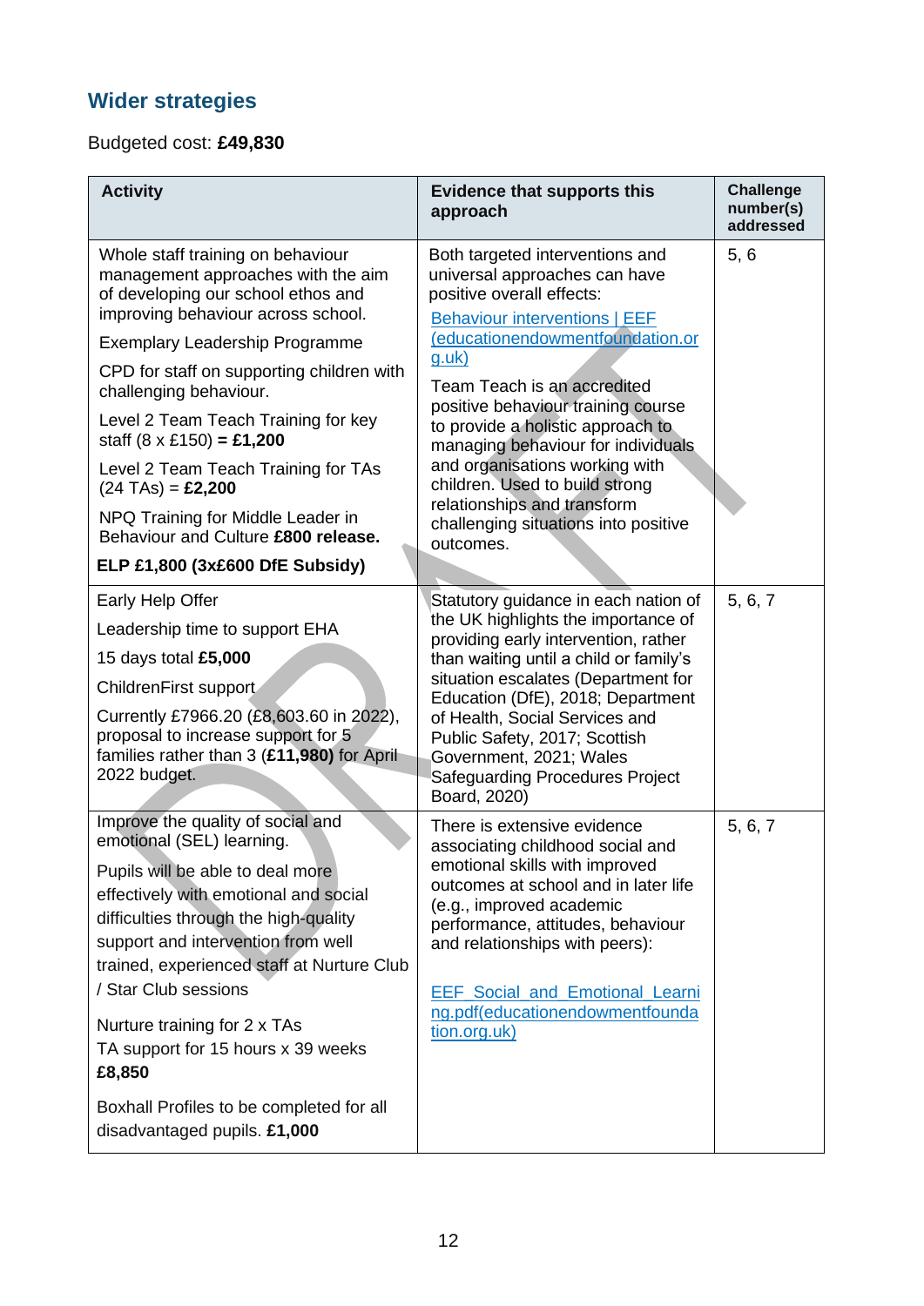## Wider strategies

Budgeted cost: **£49,830**

| Activity | Evidence that supports this approach | Challenge number(s) addressed |
| --- | --- | --- |
| Whole staff training on behaviour management approaches with the aim of developing our school ethos and improving behaviour across school.<br><br>Exemplary Leadership Programme<br><br>CPD for staff on supporting children with challenging behaviour.<br><br>Level 2 Team Teach Training for key staff (8 x £150) **= £1,200**<br><br>Level 2 Team Teach Training for TAs (24 TAs) = **£2,200**<br><br>NPQ Training for Middle Leader in Behaviour and Culture **£800 release.**<br><br>**ELP £1,800 (3x£600 DfE Subsidy)** | Both targeted interventions and universal approaches can have positive overall effects:<br><br>[Behaviour interventions \| EEF (educationendowmentfoundation.org.uk)]<br><br>Team Teach is an accredited positive behaviour training course to provide a holistic approach to managing behaviour for individuals and organisations working with children. Used to build strong relationships and transform challenging situations into positive outcomes. | 5, 6 |
| Early Help Offer<br><br>Leadership time to support EHA<br><br>15 days total **£5,000**<br><br>ChildrenFirst support<br><br>Currently £7966.20 (£8,603.60 in 2022), proposal to increase support for 5 families rather than 3 (**£11,980**) for April 2022 budget. | Statutory guidance in each nation of the UK highlights the importance of providing early intervention, rather than waiting until a child or family's situation escalates (Department for Education (DfE), 2018; Department of Health, Social Services and Public Safety, 2017; Scottish Government, 2021; Wales Safeguarding Procedures Project Board, 2020) | 5, 6, 7 |
| Improve the quality of social and emotional (SEL) learning.<br><br>Pupils will be able to deal more effectively with emotional and social difficulties through the high-quality support and intervention from well trained, experienced staff at Nurture Club / Star Club sessions<br><br>Nurture training for 2 x TAs<br>TA support for 15 hours x 39 weeks<br>**£8,850**<br><br>Boxhall Profiles to be completed for all disadvantaged pupils. **£1,000** | There is extensive evidence associating childhood social and emotional skills with improved outcomes at school and in later life (e.g., improved academic performance, attitudes, behaviour and relationships with peers):<br><br>[EEF_Social_and_Emotional_Learning.pdf(educationendowmentfoundation.org.uk)] | 5, 6, 7 |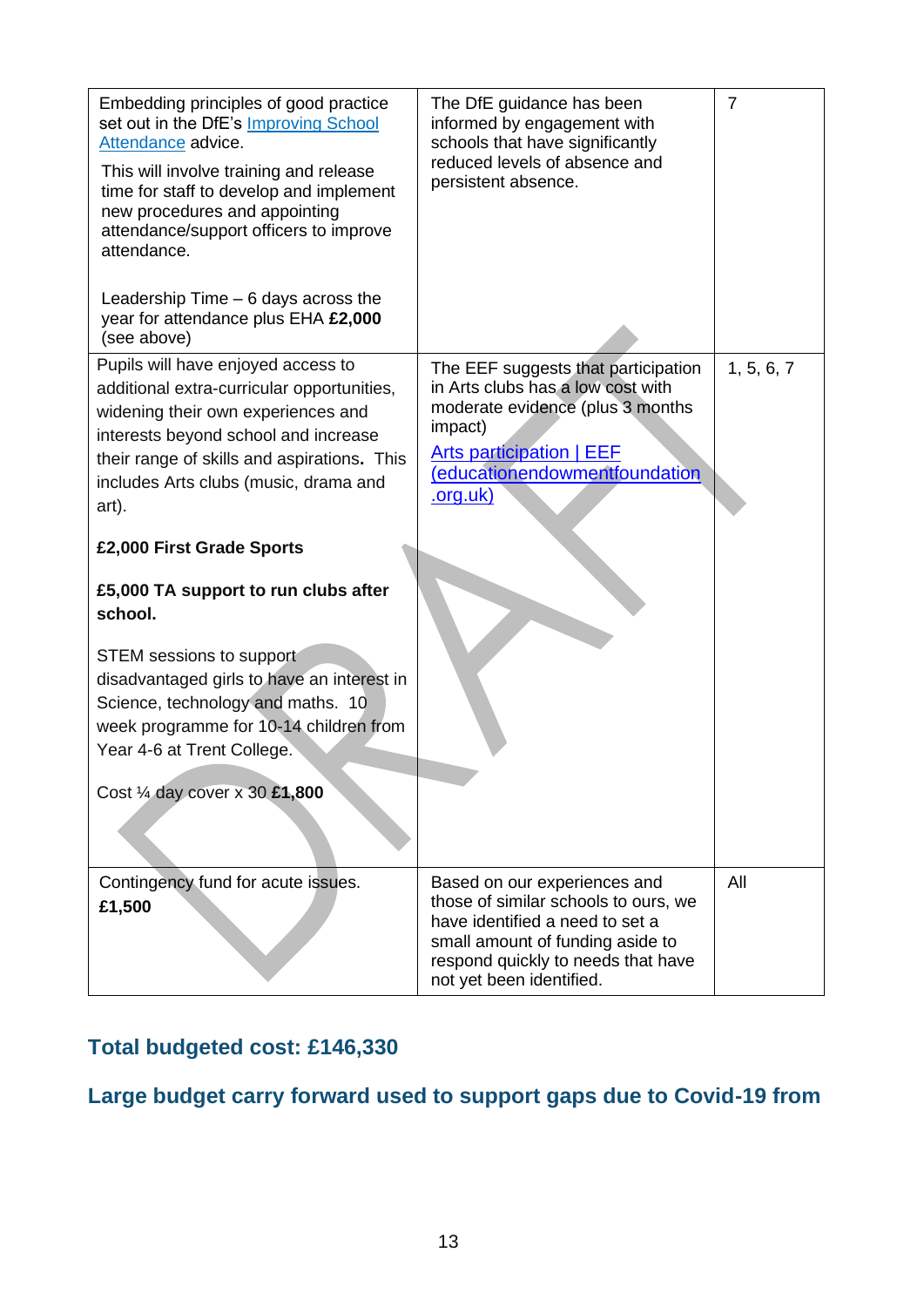| | | |
|---|---|---|
| Embedding principles of good practice set out in the DfE's [Improving School Attendance]() advice.<br><br>This will involve training and release time for staff to develop and implement new procedures and appointing attendance/support officers to improve attendance.<br><br>Leadership Time – 6 days across the year for attendance plus EHA **£2,000** (see above) | The DfE guidance has been informed by engagement with schools that have significantly reduced levels of absence and persistent absence. | 7 |
| Pupils will have enjoyed access to additional extra-curricular opportunities, widening their own experiences and interests beyond school and increase their range of skills and aspirations**.** This includes Arts clubs (music, drama and art).<br><br>**£2,000 First Grade Sports**<br><br>**£5,000 TA support to run clubs after school.**<br><br>STEM sessions to support disadvantaged girls to have an interest in Science, technology and maths. 10 week programme for 10-14 children from Year 4-6 at Trent College.<br><br>Cost ¼ day cover x 30 **£1,800** | The EEF suggests that participation in Arts clubs has a low cost with moderate evidence (plus 3 months impact)<br><br>[Arts participation \| EEF (educationendowmentfoundation.org.uk)]() | 1, 5, 6, 7 |
| Contingency fund for acute issues.<br>**£1,500** | Based on our experiences and those of similar schools to ours, we have identified a need to set a small amount of funding aside to respond quickly to needs that have not yet been identified. | All |

## Total budgeted cost: £146,330

## Large budget carry forward used to support gaps due to Covid-19 from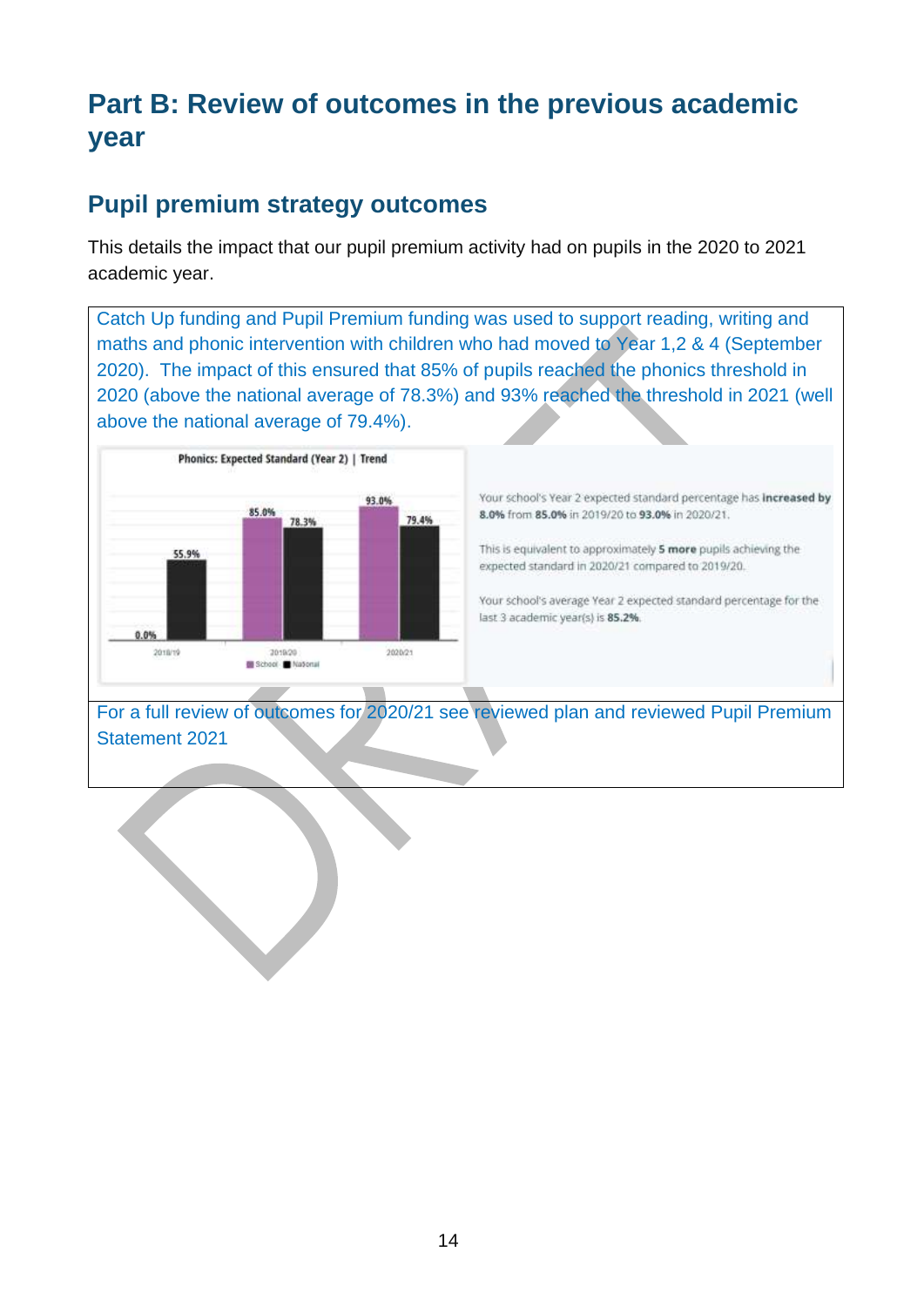# Part B: Review of outcomes in the previous academic year

## Pupil premium strategy outcomes

This details the impact that our pupil premium activity had on pupils in the 2020 to 2021 academic year.

Catch Up funding and Pupil Premium funding was used to support reading, writing and maths and phonic intervention with children who had moved to Year 1,2 & 4 (September 2020). The impact of this ensured that 85% of pupils reached the phonics threshold in 2020 (above the national average of 78.3%) and 93% reached the threshold in 2021 (well above the national average of 79.4%).

**Phonics: Expected Standard (Year 2) | Trend**

| Year | School | National |
| --- | --- | --- |
| 2018/19 | 0.0% | 55.9% |
| 2019/20 | 85.0% | 78.3% |
| 2020/21 | 93.0% | 79.4% |

Your school's Year 2 expected standard percentage has **increased by 8.0%** from **85.0%** in 2019/20 to **93.0%** in 2020/21.

This is equivalent to approximately **5 more** pupils achieving the expected standard in 2020/21 compared to 2019/20.

Your school's average Year 2 expected standard percentage for the last 3 academic year(s) is **85.2%**.

For a full review of outcomes for 2020/21 see reviewed plan and reviewed Pupil Premium Statement 2021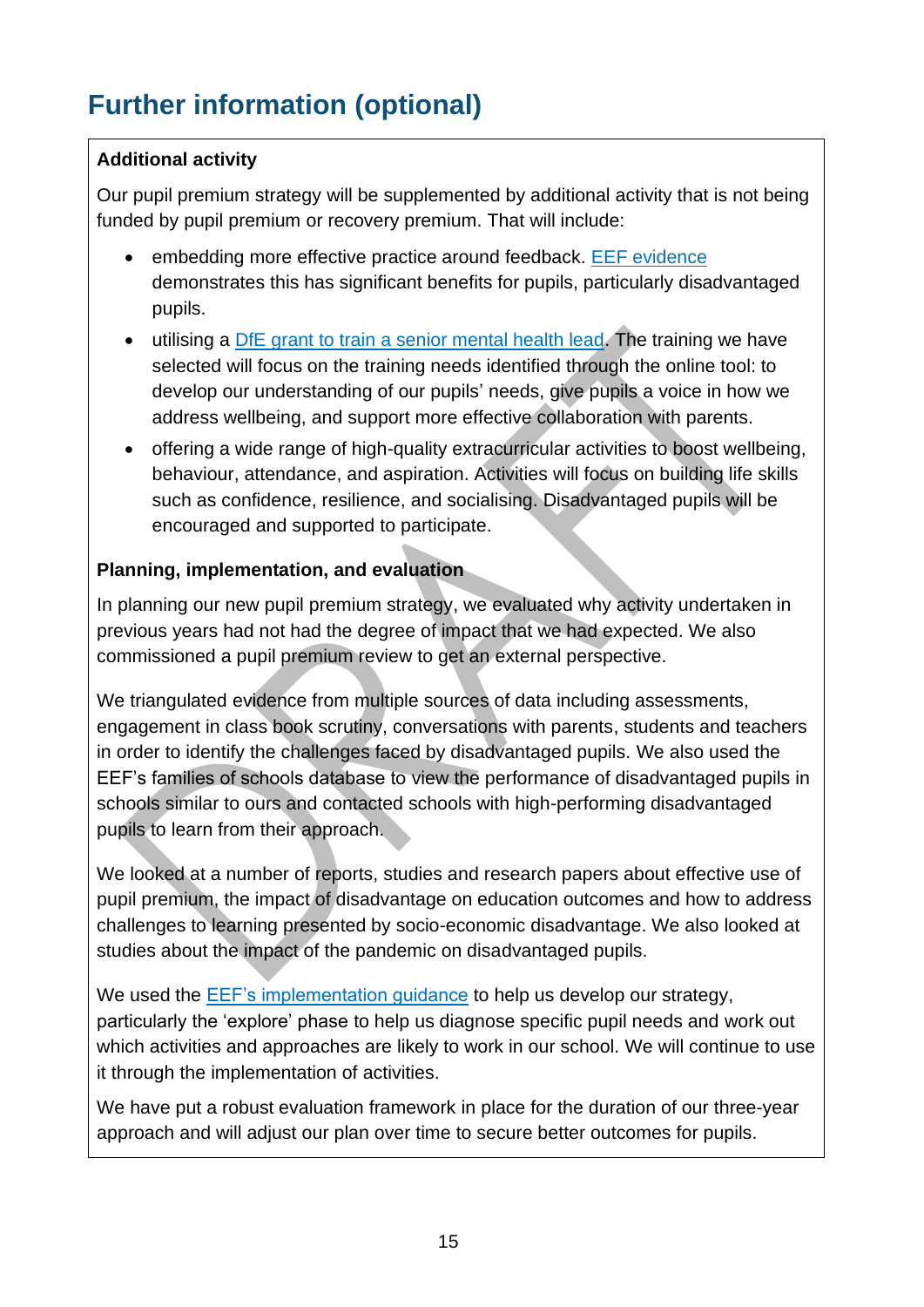## Further information (optional)

**Additional activity**

Our pupil premium strategy will be supplemented by additional activity that is not being funded by pupil premium or recovery premium. That will include:

- embedding more effective practice around feedback. EEF evidence demonstrates this has significant benefits for pupils, particularly disadvantaged pupils.
- utilising a DfE grant to train a senior mental health lead. The training we have selected will focus on the training needs identified through the online tool: to develop our understanding of our pupils' needs, give pupils a voice in how we address wellbeing, and support more effective collaboration with parents.
- offering a wide range of high-quality extracurricular activities to boost wellbeing, behaviour, attendance, and aspiration. Activities will focus on building life skills such as confidence, resilience, and socialising. Disadvantaged pupils will be encouraged and supported to participate.

**Planning, implementation, and evaluation**

In planning our new pupil premium strategy, we evaluated why activity undertaken in previous years had not had the degree of impact that we had expected. We also commissioned a pupil premium review to get an external perspective.

We triangulated evidence from multiple sources of data including assessments, engagement in class book scrutiny, conversations with parents, students and teachers in order to identify the challenges faced by disadvantaged pupils. We also used the EEF's families of schools database to view the performance of disadvantaged pupils in schools similar to ours and contacted schools with high-performing disadvantaged pupils to learn from their approach.

We looked at a number of reports, studies and research papers about effective use of pupil premium, the impact of disadvantage on education outcomes and how to address challenges to learning presented by socio-economic disadvantage. We also looked at studies about the impact of the pandemic on disadvantaged pupils.

We used the EEF's implementation guidance to help us develop our strategy, particularly the 'explore' phase to help us diagnose specific pupil needs and work out which activities and approaches are likely to work in our school. We will continue to use it through the implementation of activities.

We have put a robust evaluation framework in place for the duration of our three-year approach and will adjust our plan over time to secure better outcomes for pupils.